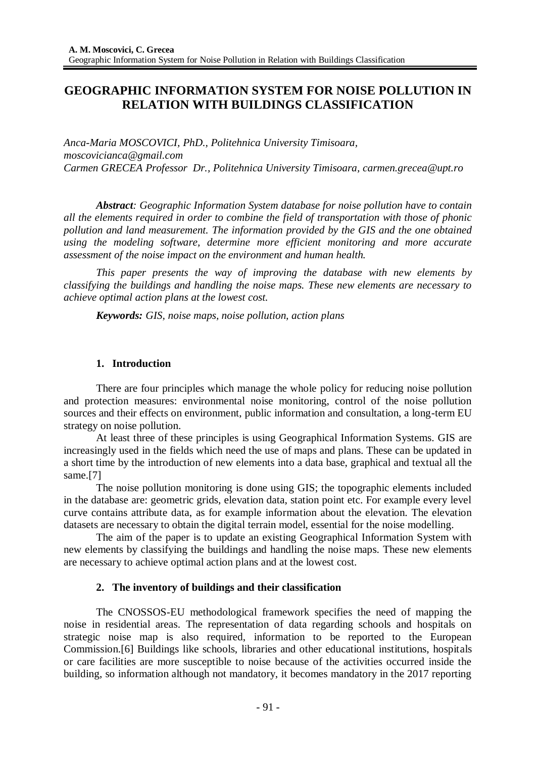# GEOGRAPHIC INFORMATION SYSTEM FOR NOISE POLLUTION IN RELATION WITH BUILDINGS CLASSIFICATION

*Anca-Maria MOSCOVICI, PhD., Politehnica University Timisoara, moscovicianca@gmail.com*
*Carmen GRECEA Professor Dr., Politehnica University Timisoara, carmen.grecea@upt.ro*

***Abstract**: Geographic Information System database for noise pollution have to contain all the elements required in order to combine the field of transportation with those of phonic pollution and land measurement. The information provided by the GIS and the one obtained using the modeling software, determine more efficient monitoring and more accurate assessment of the noise impact on the environment and human health.*

*This paper presents the way of improving the database with new elements by classifying the buildings and handling the noise maps. These new elements are necessary to achieve optimal action plans at the lowest cost.*

***Keywords:** GIS, noise maps, noise pollution, action plans*

## 1. Introduction

There are four principles which manage the whole policy for reducing noise pollution and protection measures: environmental noise monitoring, control of the noise pollution sources and their effects on environment, public information and consultation, a long-term EU strategy on noise pollution.

At least three of these principles is using Geographical Information Systems. GIS are increasingly used in the fields which need the use of maps and plans. These can be updated in a short time by the introduction of new elements into a data base, graphical and textual all the same.[7]

The noise pollution monitoring is done using GIS; the topographic elements included in the database are: geometric grids, elevation data, station point etc. For example every level curve contains attribute data, as for example information about the elevation. The elevation datasets are necessary to obtain the digital terrain model, essential for the noise modelling.

The aim of the paper is to update an existing Geographical Information System with new elements by classifying the buildings and handling the noise maps. These new elements are necessary to achieve optimal action plans and at the lowest cost.

## 2. The inventory of buildings and their classification

The CNOSSOS-EU methodological framework specifies the need of mapping the noise in residential areas. The representation of data regarding schools and hospitals on strategic noise map is also required, information to be reported to the European Commission.[6] Buildings like schools, libraries and other educational institutions, hospitals or care facilities are more susceptible to noise because of the activities occurred inside the building, so information although not mandatory, it becomes mandatory in the 2017 reporting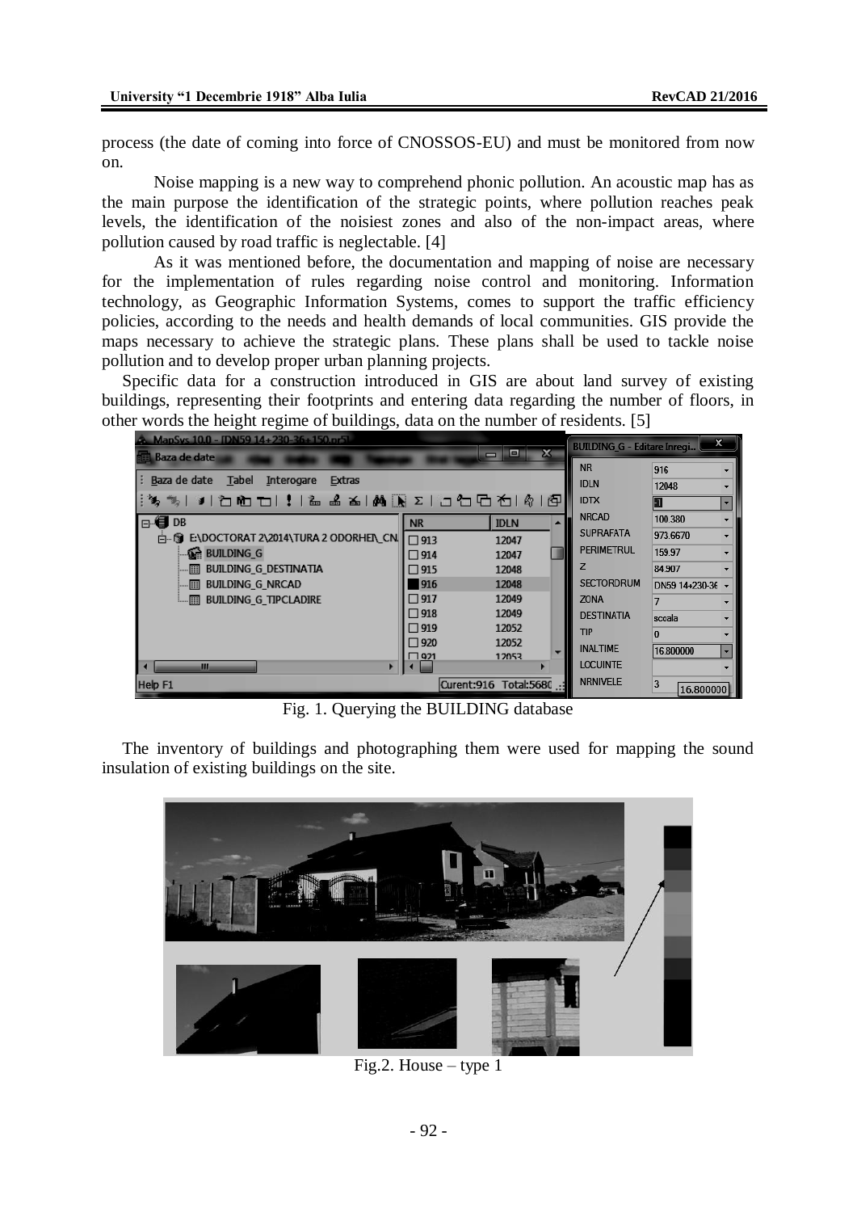process (the date of coming into force of CNOSSOS-EU) and must be monitored from now on.

Noise mapping is a new way to comprehend phonic pollution. An acoustic map has as the main purpose the identification of the strategic points, where pollution reaches peak levels, the identification of the noisiest zones and also of the non-impact areas, where pollution caused by road traffic is neglectable. [4]

As it was mentioned before, the documentation and mapping of noise are necessary for the implementation of rules regarding noise control and monitoring. Information technology, as Geographic Information Systems, comes to support the traffic efficiency policies, according to the needs and health demands of local communities. GIS provide the maps necessary to achieve the strategic plans. These plans shall be used to tackle noise pollution and to develop proper urban planning projects.

Specific data for a construction introduced in GIS are about land survey of existing buildings, representing their footprints and entering data regarding the number of floors, in other words the height regime of buildings, data on the number of residents. [5]

Fig. 1. Querying the BUILDING database

The inventory of buildings and photographing them were used for mapping the sound insulation of existing buildings on the site.

Fig.2. House – type 1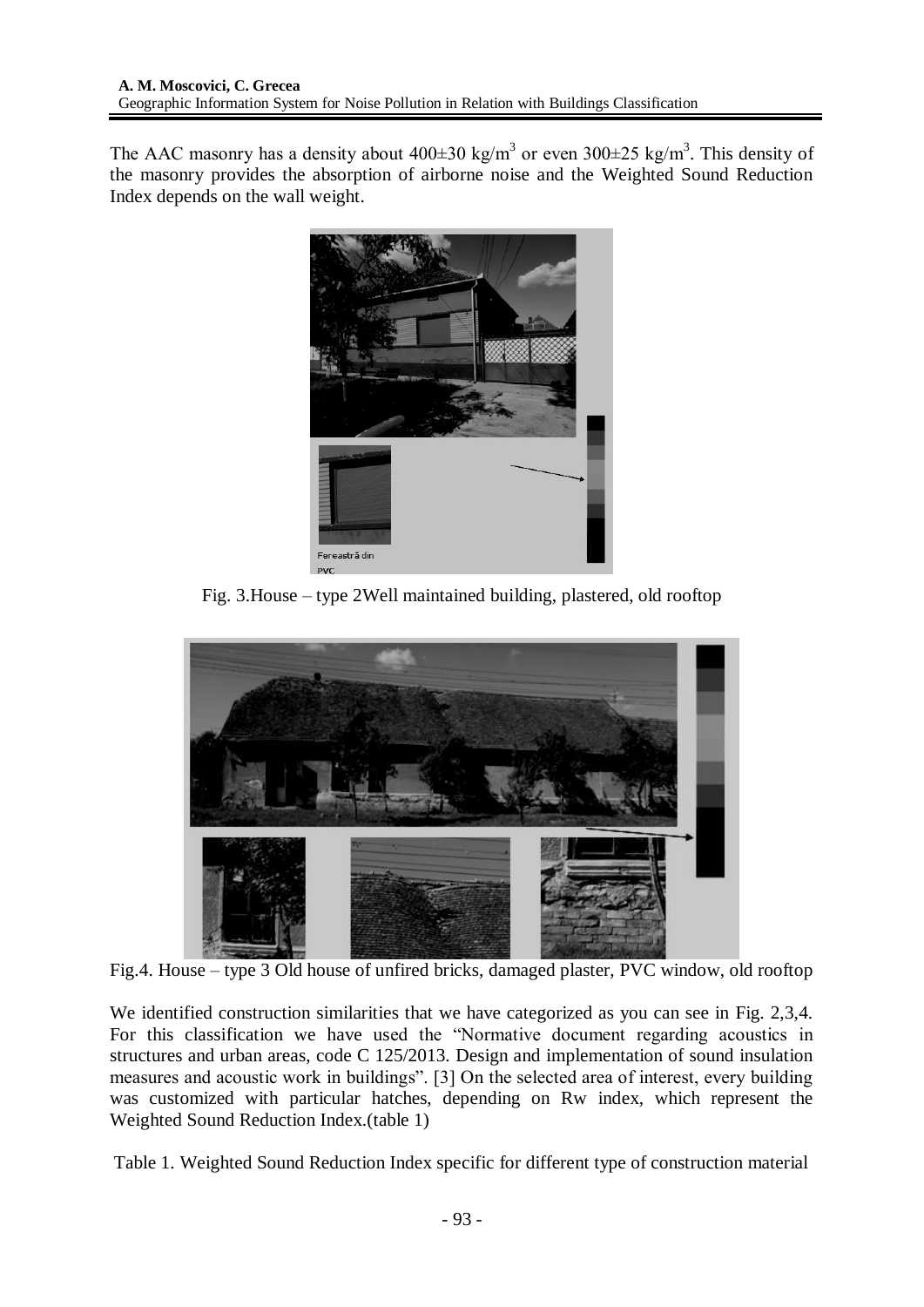The AAC masonry has a density about 400±30 kg/m$^3$ or even 300±25 kg/m$^3$. This density of the masonry provides the absorption of airborne noise and the Weighted Sound Reduction Index depends on the wall weight.

Fig. 3.House – type 2Well maintained building, plastered, old rooftop

Fig.4. House – type 3 Old house of unfired bricks, damaged plaster, PVC window, old rooftop

We identified construction similarities that we have categorized as you can see in Fig. 2,3,4. For this classification we have used the "Normative document regarding acoustics in structures and urban areas, code C 125/2013. Design and implementation of sound insulation measures and acoustic work in buildings". [3] On the selected area of interest, every building was customized with particular hatches, depending on Rw index, which represent the Weighted Sound Reduction Index.(table 1)

Table 1. Weighted Sound Reduction Index specific for different type of construction material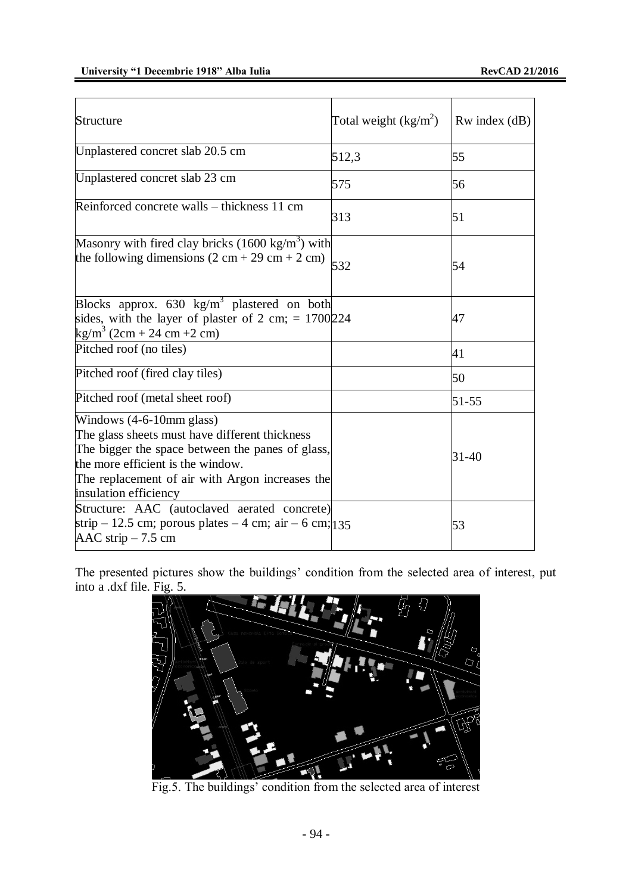| Structure | Total weight (kg/m$^2$) | Rw index (dB) |
|---|---|---|
| Unplastered concret slab 20.5 cm | 512,3 | 55 |
| Unplastered concret slab 23 cm | 575 | 56 |
| Reinforced concrete walls – thickness 11 cm | 313 | 51 |
| Masonry with fired clay bricks (1600 kg/m$^3$) with the following dimensions (2 cm + 29 cm + 2 cm) | 532 | 54 |
| Blocks approx. 630 kg/m$^3$ plastered on both sides, with the layer of plaster of 2 cm; = 1700 kg/m$^3$ (2cm + 24 cm +2 cm) | 224 | 47 |
| Pitched roof (no tiles) | | 41 |
| Pitched roof (fired clay tiles) | | 50 |
| Pitched roof (metal sheet roof) | | 51-55 |
| Windows (4-6-10mm glass) The glass sheets must have different thickness The bigger the space between the panes of glass, the more efficient is the window. The replacement of air with Argon increases the insulation efficiency | | 31-40 |
| Structure: AAC (autoclaved aerated concrete) strip – 12.5 cm; porous plates – 4 cm; air – 6 cm; AAC strip – 7.5 cm | 135 | 53 |

The presented pictures show the buildings' condition from the selected area of interest, put into a .dxf file. Fig. 5.

Fig.5. The buildings' condition from the selected area of interest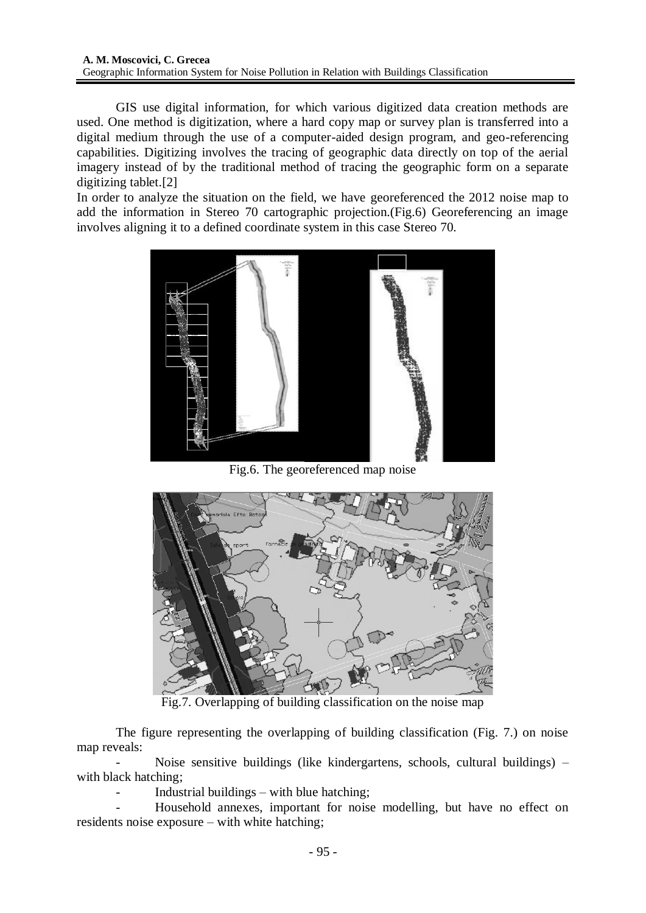GIS use digital information, for which various digitized data creation methods are used. One method is digitization, where a hard copy map or survey plan is transferred into a digital medium through the use of a computer-aided design program, and geo-referencing capabilities. Digitizing involves the tracing of geographic data directly on top of the aerial imagery instead of by the traditional method of tracing the geographic form on a separate digitizing tablet.[2]

In order to analyze the situation on the field, we have georeferenced the 2012 noise map to add the information in Stereo 70 cartographic projection.(Fig.6) Georeferencing an image involves aligning it to a defined coordinate system in this case Stereo 70.

Fig.6. The georeferenced map noise

Fig.7. Overlapping of building classification on the noise map

The figure representing the overlapping of building classification (Fig. 7.) on noise map reveals:

- Noise sensitive buildings (like kindergartens, schools, cultural buildings) – with black hatching;
- Industrial buildings – with blue hatching;
- Household annexes, important for noise modelling, but have no effect on residents noise exposure – with white hatching;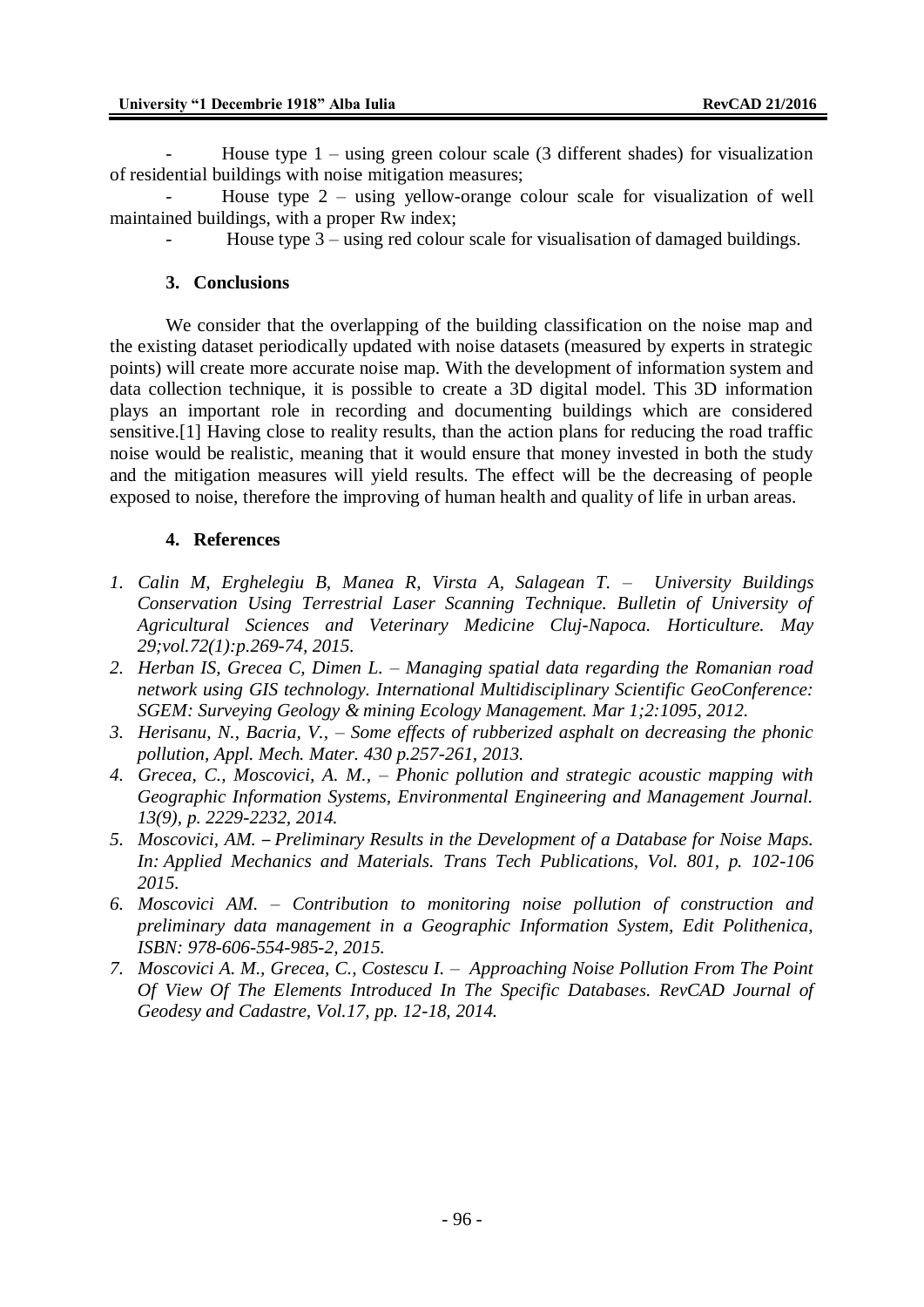- House type 1 – using green colour scale (3 different shades) for visualization of residential buildings with noise mitigation measures;
- House type 2 – using yellow-orange colour scale for visualization of well maintained buildings, with a proper Rw index;
- House type 3 – using red colour scale for visualisation of damaged buildings.

## 3. Conclusions

We consider that the overlapping of the building classification on the noise map and the existing dataset periodically updated with noise datasets (measured by experts in strategic points) will create more accurate noise map. With the development of information system and data collection technique, it is possible to create a 3D digital model. This 3D information plays an important role in recording and documenting buildings which are considered sensitive.[1] Having close to reality results, than the action plans for reducing the road traffic noise would be realistic, meaning that it would ensure that money invested in both the study and the mitigation measures will yield results. The effect will be the decreasing of people exposed to noise, therefore the improving of human health and quality of life in urban areas.

## 4. References

1. *Calin M, Erghelegiu B, Manea R, Virsta A, Salagean T. – University Buildings Conservation Using Terrestrial Laser Scanning Technique. Bulletin of University of Agricultural Sciences and Veterinary Medicine Cluj-Napoca. Horticulture. May 29;vol.72(1):p.269-74, 2015.*
2. *Herban IS, Grecea C, Dimen L. – Managing spatial data regarding the Romanian road network using GIS technology. International Multidisciplinary Scientific GeoConference: SGEM: Surveying Geology & mining Ecology Management. Mar 1;2:1095, 2012.*
3. *Herisanu, N., Bacria, V., – Some effects of rubberized asphalt on decreasing the phonic pollution, Appl. Mech. Mater. 430 p.257-261, 2013.*
4. *Grecea, C., Moscovici, A. M., – Phonic pollution and strategic acoustic mapping with Geographic Information Systems, Environmental Engineering and Management Journal. 13(9), p. 2229-2232, 2014.*
5. *Moscovici, AM. – Preliminary Results in the Development of a Database for Noise Maps. In: Applied Mechanics and Materials. Trans Tech Publications, Vol. 801, p. 102-106 2015.*
6. *Moscovici AM. – Contribution to monitoring noise pollution of construction and preliminary data management in a Geographic Information System, Edit Polithenica, ISBN: 978-606-554-985-2, 2015.*
7. *Moscovici A. M., Grecea, C., Costescu I. – Approaching Noise Pollution From The Point Of View Of The Elements Introduced In The Specific Databases. RevCAD Journal of Geodesy and Cadastre, Vol.17, pp. 12-18, 2014.*